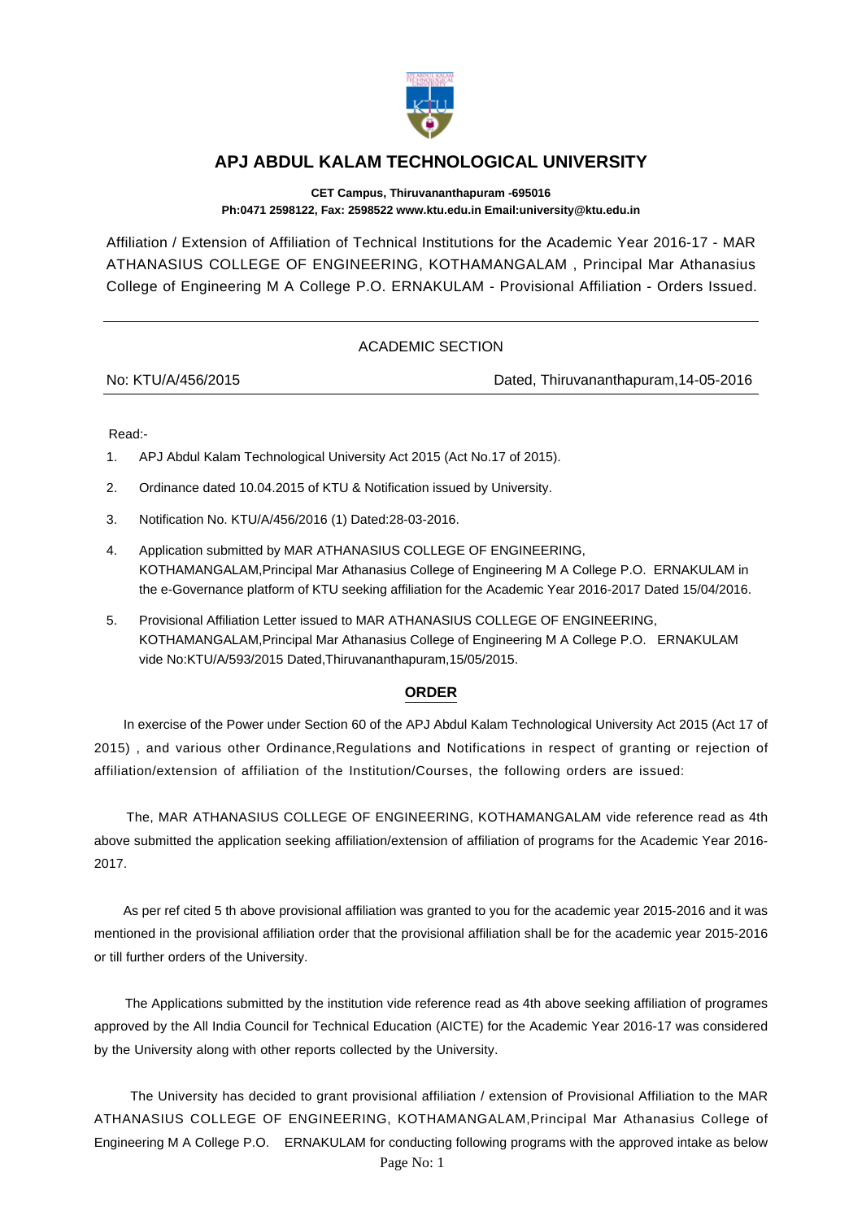# APJ ABDUL KALAM TECHNOLOGICAL UNIVERSITY

**CET Campus, Thiruvananthapuram -695016**
**Ph:0471 2598122, Fax: 2598522 www.ktu.edu.in Email:university@ktu.edu.in**

Affiliation / Extension of Affiliation of Technical Institutions for the Academic Year 2016-17 - MAR ATHANASIUS COLLEGE OF ENGINEERING, KOTHAMANGALAM , Principal Mar Athanasius College of Engineering M A College P.O. ERNAKULAM - Provisional Affiliation - Orders Issued.

---

ACADEMIC SECTION

No: KTU/A/456/2015 | Dated, Thiruvananthapuram,14-05-2016

---

Read:-

1. APJ Abdul Kalam Technological University Act 2015 (Act No.17 of 2015).
2. Ordinance dated 10.04.2015 of KTU & Notification issued by University.
3. Notification No. KTU/A/456/2016 (1) Dated:28-03-2016.
4. Application submitted by MAR ATHANASIUS COLLEGE OF ENGINEERING, KOTHAMANGALAM,Principal Mar Athanasius College of Engineering M A College P.O. ERNAKULAM in the e-Governance platform of KTU seeking affiliation for the Academic Year 2016-2017 Dated 15/04/2016.
5. Provisional Affiliation Letter issued to MAR ATHANASIUS COLLEGE OF ENGINEERING, KOTHAMANGALAM,Principal Mar Athanasius College of Engineering M A College P.O. ERNAKULAM vide No:KTU/A/593/2015 Dated,Thiruvananthapuram,15/05/2015.

## ORDER

In exercise of the Power under Section 60 of the APJ Abdul Kalam Technological University Act 2015 (Act 17 of 2015) , and various other Ordinance,Regulations and Notifications in respect of granting or rejection of affiliation/extension of affiliation of the Institution/Courses, the following orders are issued:

The, MAR ATHANASIUS COLLEGE OF ENGINEERING, KOTHAMANGALAM vide reference read as 4th above submitted the application seeking affiliation/extension of affiliation of programs for the Academic Year 2016-2017.

As per ref cited 5 th above provisional affiliation was granted to you for the academic year 2015-2016 and it was mentioned in the provisional affiliation order that the provisional affiliation shall be for the academic year 2015-2016 or till further orders of the University.

The Applications submitted by the institution vide reference read as 4th above seeking affiliation of programes approved by the All India Council for Technical Education (AICTE) for the Academic Year 2016-17 was considered by the University along with other reports collected by the University.

The University has decided to grant provisional affiliation / extension of Provisional Affiliation to the MAR ATHANASIUS COLLEGE OF ENGINEERING, KOTHAMANGALAM,Principal Mar Athanasius College of Engineering M A College P.O. ERNAKULAM for conducting following programs with the approved intake as below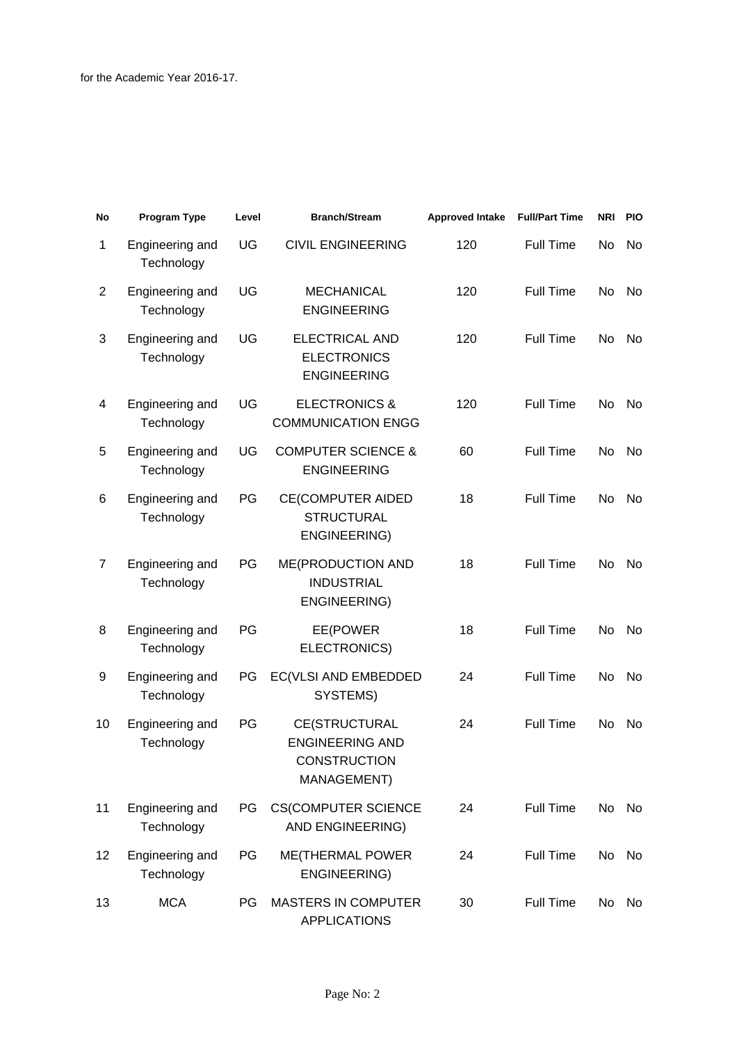for the Academic Year 2016-17.

| No | Program Type | Level | Branch/Stream | Approved Intake | Full/Part Time | NRI | PIO |
|---|---|---|---|---|---|---|---|
| 1 | Engineering and Technology | UG | CIVIL ENGINEERING | 120 | Full Time | No | No |
| 2 | Engineering and Technology | UG | MECHANICAL ENGINEERING | 120 | Full Time | No | No |
| 3 | Engineering and Technology | UG | ELECTRICAL AND ELECTRONICS ENGINEERING | 120 | Full Time | No | No |
| 4 | Engineering and Technology | UG | ELECTRONICS & COMMUNICATION ENGG | 120 | Full Time | No | No |
| 5 | Engineering and Technology | UG | COMPUTER SCIENCE & ENGINEERING | 60 | Full Time | No | No |
| 6 | Engineering and Technology | PG | CE(COMPUTER AIDED STRUCTURAL ENGINEERING) | 18 | Full Time | No | No |
| 7 | Engineering and Technology | PG | ME(PRODUCTION AND INDUSTRIAL ENGINEERING) | 18 | Full Time | No | No |
| 8 | Engineering and Technology | PG | EE(POWER ELECTRONICS) | 18 | Full Time | No | No |
| 9 | Engineering and Technology | PG | EC(VLSI AND EMBEDDED SYSTEMS) | 24 | Full Time | No | No |
| 10 | Engineering and Technology | PG | CE(STRUCTURAL ENGINEERING AND CONSTRUCTION MANAGEMENT) | 24 | Full Time | No | No |
| 11 | Engineering and Technology | PG | CS(COMPUTER SCIENCE AND ENGINEERING) | 24 | Full Time | No | No |
| 12 | Engineering and Technology | PG | ME(THERMAL POWER ENGINEERING) | 24 | Full Time | No | No |
| 13 | MCA | PG | MASTERS IN COMPUTER APPLICATIONS | 30 | Full Time | No | No |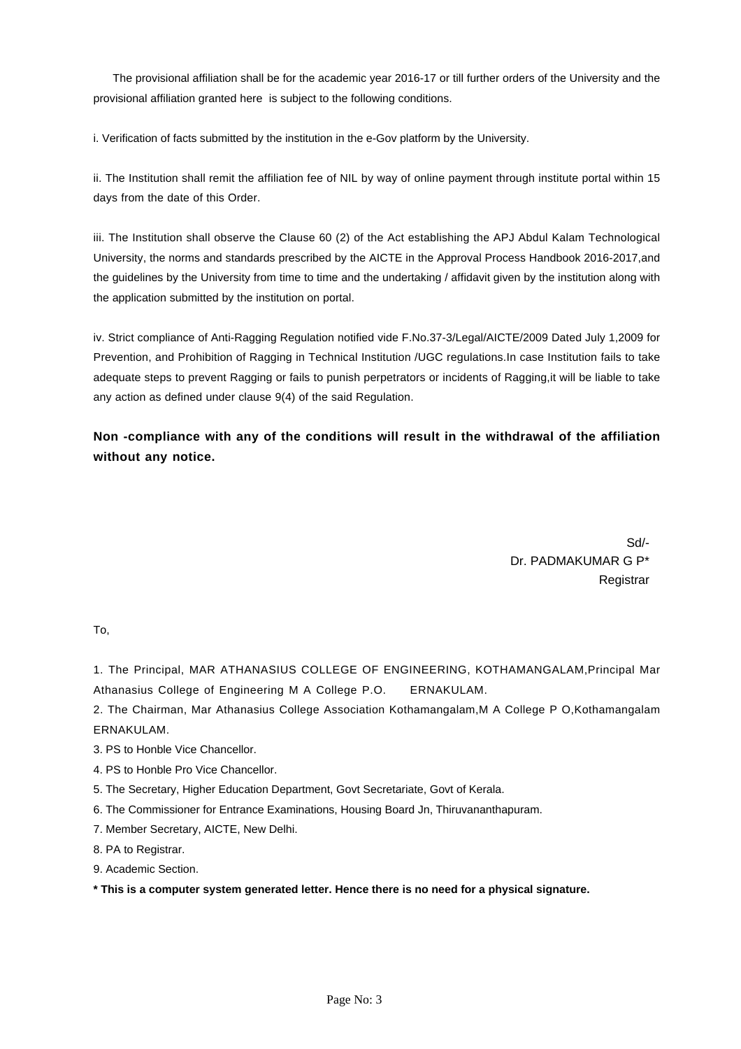The provisional affiliation shall be for the academic year 2016-17 or till further orders of the University and the provisional affiliation granted here is subject to the following conditions.

i. Verification of facts submitted by the institution in the e-Gov platform by the University.

ii. The Institution shall remit the affiliation fee of NIL by way of online payment through institute portal within 15 days from the date of this Order.

iii. The Institution shall observe the Clause 60 (2) of the Act establishing the APJ Abdul Kalam Technological University, the norms and standards prescribed by the AICTE in the Approval Process Handbook 2016-2017,and the guidelines by the University from time to time and the undertaking / affidavit given by the institution along with the application submitted by the institution on portal.

iv. Strict compliance of Anti-Ragging Regulation notified vide F.No.37-3/Legal/AICTE/2009 Dated July 1,2009 for Prevention, and Prohibition of Ragging in Technical Institution /UGC regulations.In case Institution fails to take adequate steps to prevent Ragging or fails to punish perpetrators or incidents of Ragging,it will be liable to take any action as defined under clause 9(4) of the said Regulation.

**Non -compliance with any of the conditions will result in the withdrawal of the affiliation without any notice.**

Sd/-
Dr. PADMAKUMAR G P*
Registrar

To,

1. The Principal, MAR ATHANASIUS COLLEGE OF ENGINEERING, KOTHAMANGALAM,Principal Mar Athanasius College of Engineering M A College P.O. ERNAKULAM.
2. The Chairman, Mar Athanasius College Association Kothamangalam,M A College P O,Kothamangalam ERNAKULAM.
3. PS to Honble Vice Chancellor.
4. PS to Honble Pro Vice Chancellor.
5. The Secretary, Higher Education Department, Govt Secretariate, Govt of Kerala.
6. The Commissioner for Entrance Examinations, Housing Board Jn, Thiruvananthapuram.
7. Member Secretary, AICTE, New Delhi.
8. PA to Registrar.
9. Academic Section.

**\* This is a computer system generated letter. Hence there is no need for a physical signature.**